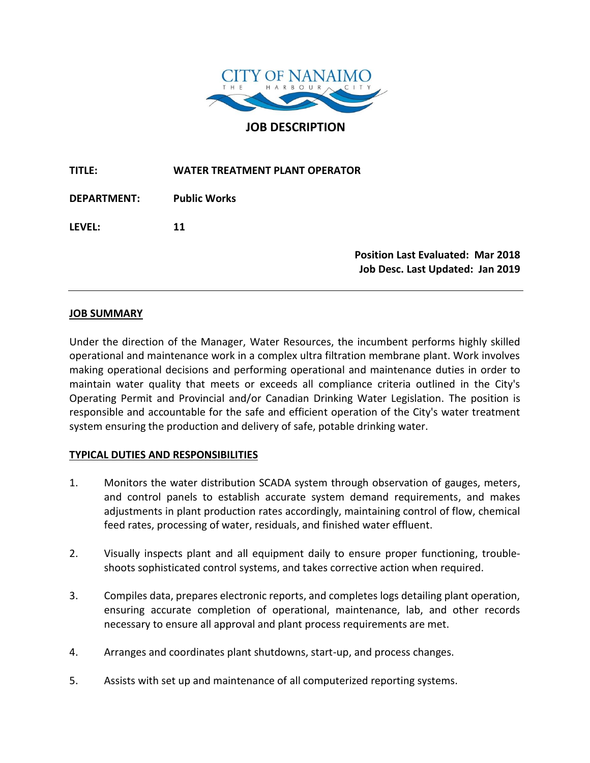CITY OF NANAIMO
THE HARBOUR CITY

# JOB DESCRIPTION

**TITLE:** **WATER TREATMENT PLANT OPERATOR**

**DEPARTMENT:** **Public Works**

**LEVEL:** **11**

**Position Last Evaluated: Mar 2018**
**Job Desc. Last Updated: Jan 2019**

---

## JOB SUMMARY

Under the direction of the Manager, Water Resources, the incumbent performs highly skilled operational and maintenance work in a complex ultra filtration membrane plant. Work involves making operational decisions and performing operational and maintenance duties in order to maintain water quality that meets or exceeds all compliance criteria outlined in the City's Operating Permit and Provincial and/or Canadian Drinking Water Legislation. The position is responsible and accountable for the safe and efficient operation of the City's water treatment system ensuring the production and delivery of safe, potable drinking water.

## TYPICAL DUTIES AND RESPONSIBILITIES

1. Monitors the water distribution SCADA system through observation of gauges, meters, and control panels to establish accurate system demand requirements, and makes adjustments in plant production rates accordingly, maintaining control of flow, chemical feed rates, processing of water, residuals, and finished water effluent.

2. Visually inspects plant and all equipment daily to ensure proper functioning, trouble-shoots sophisticated control systems, and takes corrective action when required.

3. Compiles data, prepares electronic reports, and completes logs detailing plant operation, ensuring accurate completion of operational, maintenance, lab, and other records necessary to ensure all approval and plant process requirements are met.

4. Arranges and coordinates plant shutdowns, start-up, and process changes.

5. Assists with set up and maintenance of all computerized reporting systems.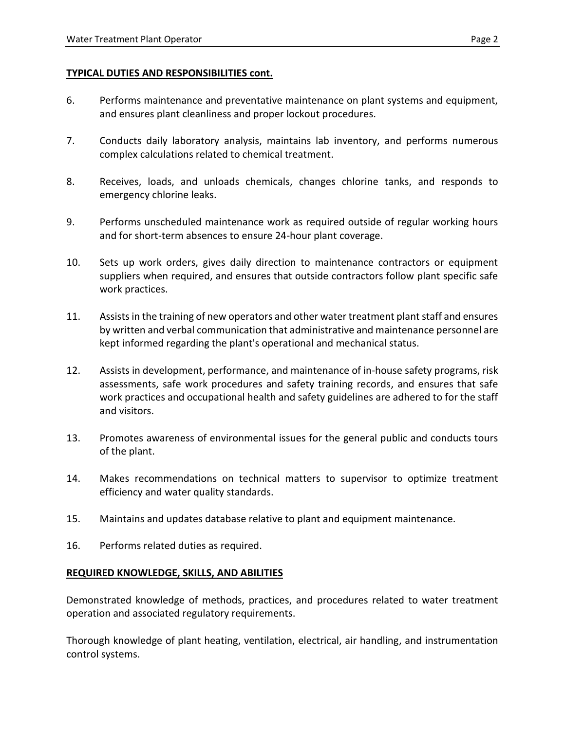**TYPICAL DUTIES AND RESPONSIBILITIES cont.**

6. Performs maintenance and preventative maintenance on plant systems and equipment, and ensures plant cleanliness and proper lockout procedures.

7. Conducts daily laboratory analysis, maintains lab inventory, and performs numerous complex calculations related to chemical treatment.

8. Receives, loads, and unloads chemicals, changes chlorine tanks, and responds to emergency chlorine leaks.

9. Performs unscheduled maintenance work as required outside of regular working hours and for short-term absences to ensure 24-hour plant coverage.

10. Sets up work orders, gives daily direction to maintenance contractors or equipment suppliers when required, and ensures that outside contractors follow plant specific safe work practices.

11. Assists in the training of new operators and other water treatment plant staff and ensures by written and verbal communication that administrative and maintenance personnel are kept informed regarding the plant's operational and mechanical status.

12. Assists in development, performance, and maintenance of in-house safety programs, risk assessments, safe work procedures and safety training records, and ensures that safe work practices and occupational health and safety guidelines are adhered to for the staff and visitors.

13. Promotes awareness of environmental issues for the general public and conducts tours of the plant.

14. Makes recommendations on technical matters to supervisor to optimize treatment efficiency and water quality standards.

15. Maintains and updates database relative to plant and equipment maintenance.

16. Performs related duties as required.

**REQUIRED KNOWLEDGE, SKILLS, AND ABILITIES**

Demonstrated knowledge of methods, practices, and procedures related to water treatment operation and associated regulatory requirements.

Thorough knowledge of plant heating, ventilation, electrical, air handling, and instrumentation control systems.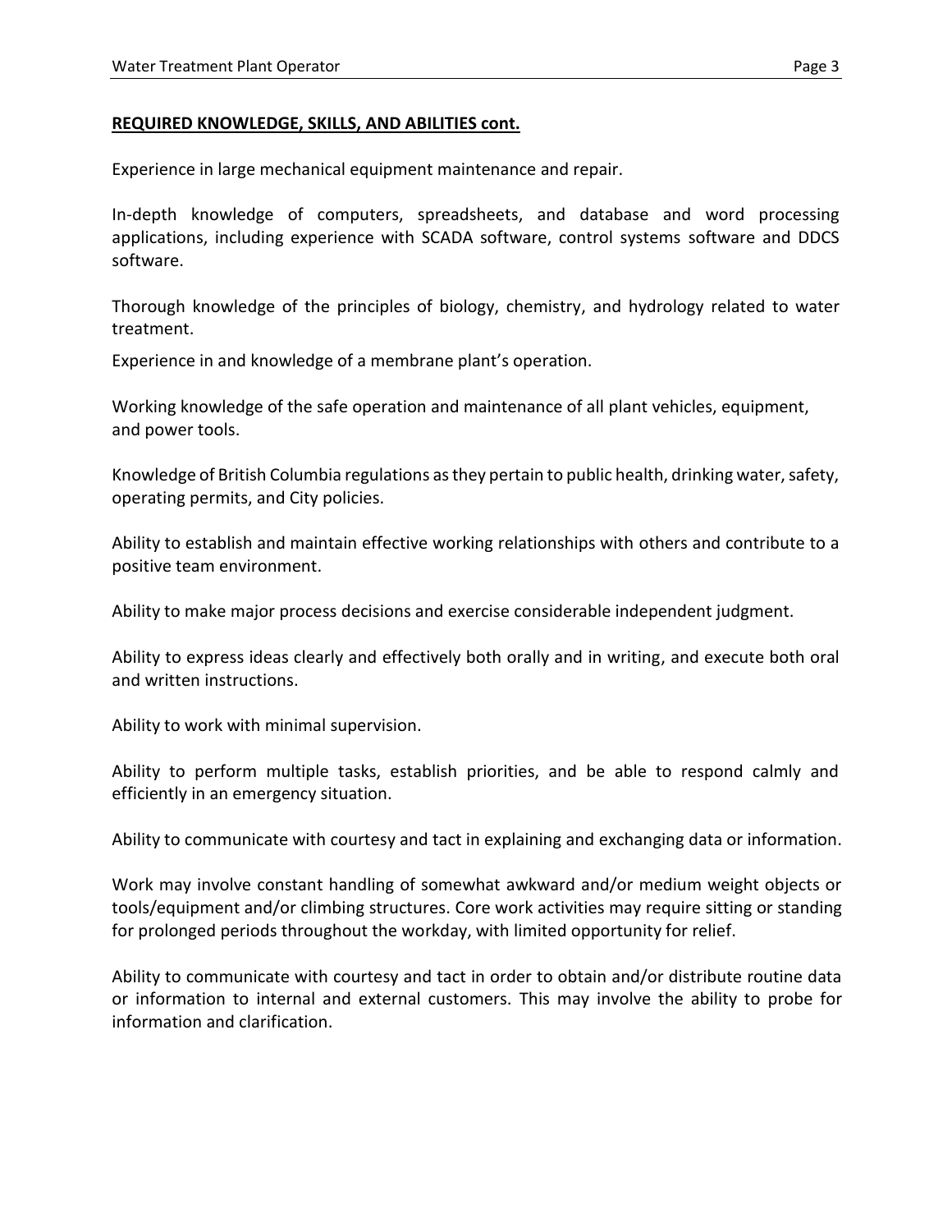**REQUIRED KNOWLEDGE, SKILLS, AND ABILITIES cont.**

Experience in large mechanical equipment maintenance and repair.

In-depth knowledge of computers, spreadsheets, and database and word processing applications, including experience with SCADA software, control systems software and DDCS software.

Thorough knowledge of the principles of biology, chemistry, and hydrology related to water treatment.

Experience in and knowledge of a membrane plant's operation.

Working knowledge of the safe operation and maintenance of all plant vehicles, equipment, and power tools.

Knowledge of British Columbia regulations as they pertain to public health, drinking water, safety, operating permits, and City policies.

Ability to establish and maintain effective working relationships with others and contribute to a positive team environment.

Ability to make major process decisions and exercise considerable independent judgment.

Ability to express ideas clearly and effectively both orally and in writing, and execute both oral and written instructions.

Ability to work with minimal supervision.

Ability to perform multiple tasks, establish priorities, and be able to respond calmly and efficiently in an emergency situation.

Ability to communicate with courtesy and tact in explaining and exchanging data or information.

Work may involve constant handling of somewhat awkward and/or medium weight objects or tools/equipment and/or climbing structures. Core work activities may require sitting or standing for prolonged periods throughout the workday, with limited opportunity for relief.

Ability to communicate with courtesy and tact in order to obtain and/or distribute routine data or information to internal and external customers. This may involve the ability to probe for information and clarification.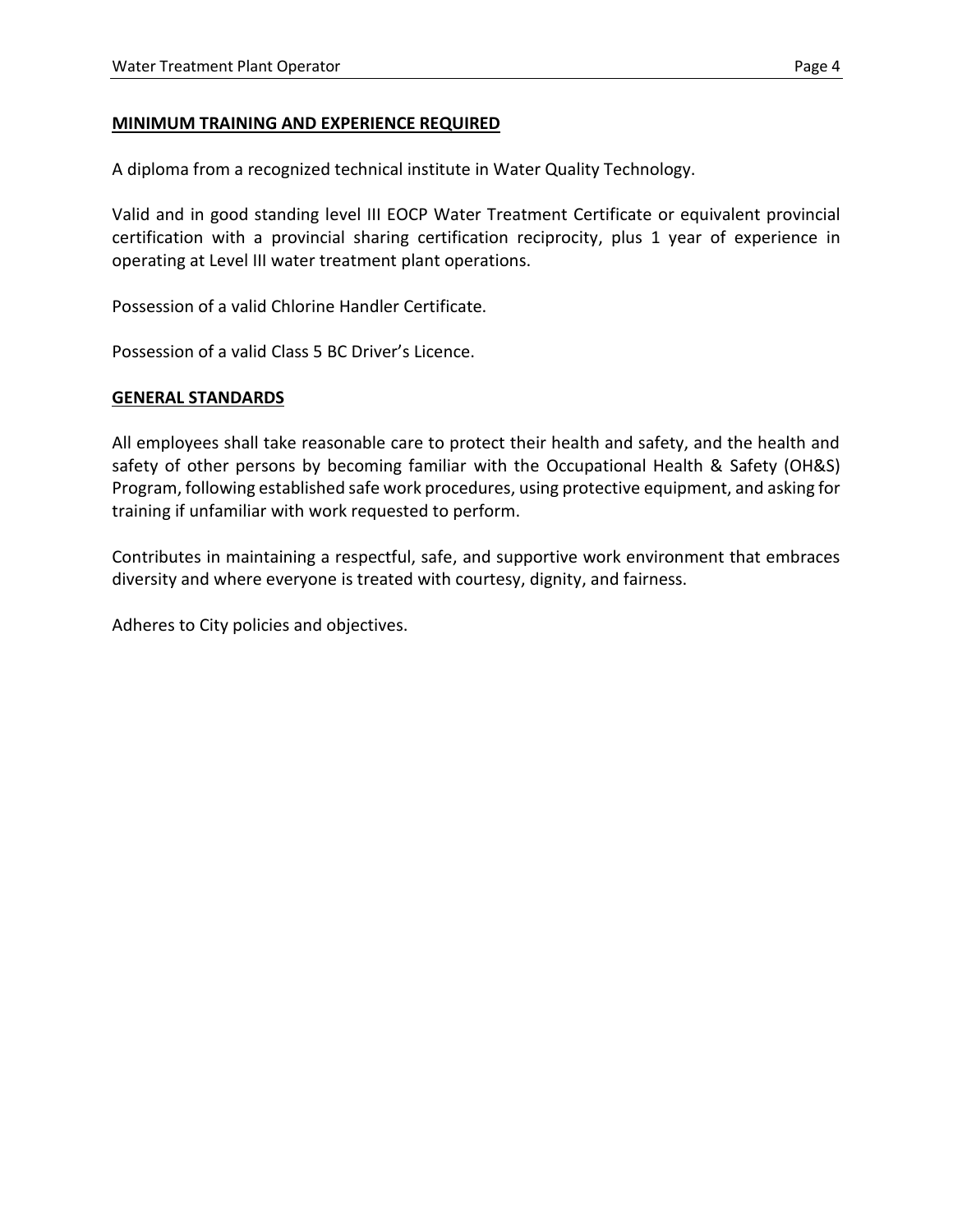**MINIMUM TRAINING AND EXPERIENCE REQUIRED**

A diploma from a recognized technical institute in Water Quality Technology.

Valid and in good standing level III EOCP Water Treatment Certificate or equivalent provincial certification with a provincial sharing certification reciprocity, plus 1 year of experience in operating at Level III water treatment plant operations.

Possession of a valid Chlorine Handler Certificate.

Possession of a valid Class 5 BC Driver's Licence.

**GENERAL STANDARDS**

All employees shall take reasonable care to protect their health and safety, and the health and safety of other persons by becoming familiar with the Occupational Health & Safety (OH&S) Program, following established safe work procedures, using protective equipment, and asking for training if unfamiliar with work requested to perform.

Contributes in maintaining a respectful, safe, and supportive work environment that embraces diversity and where everyone is treated with courtesy, dignity, and fairness.

Adheres to City policies and objectives.